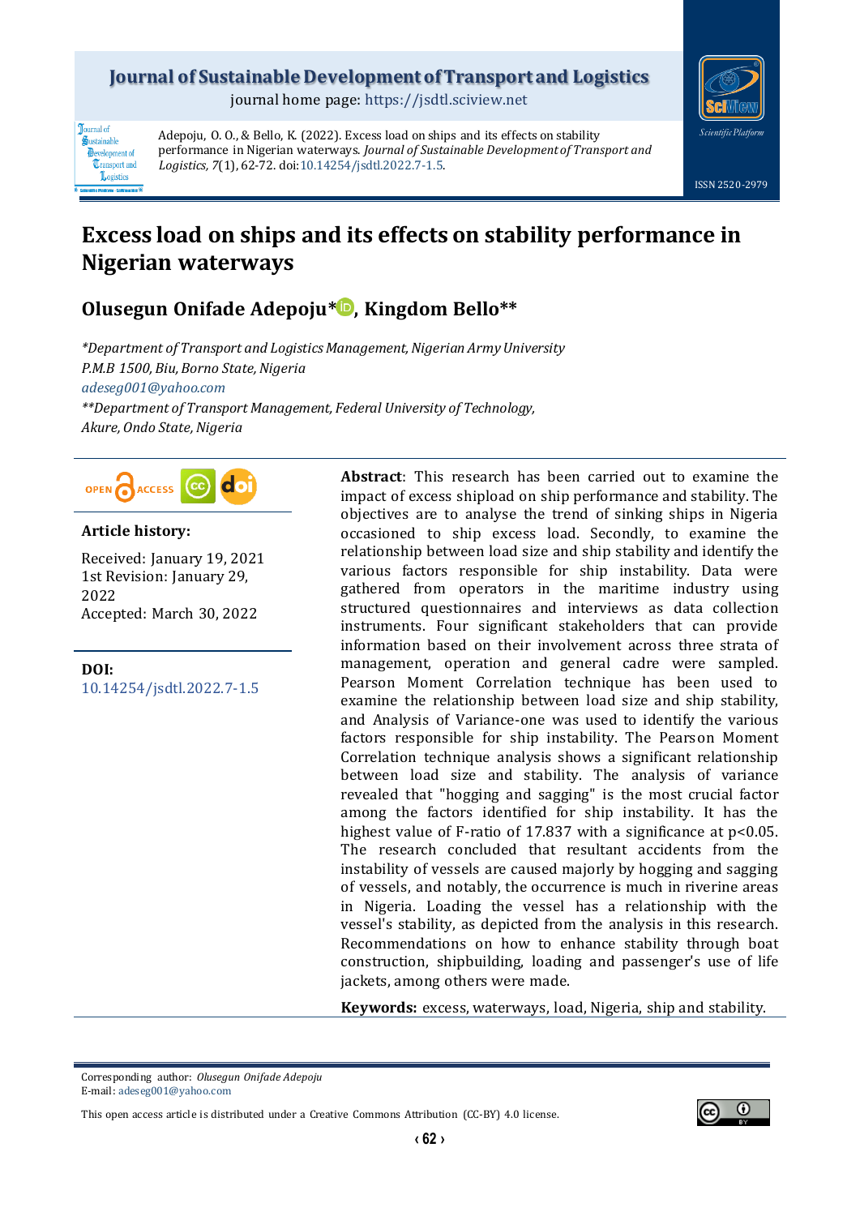Adepoju, O. O., & Bello, K. (2022). Excess load on ships and its effects on stability performance in Nigerian waterways. *Journal of Sustainable Development of Transport and Logistics, 7*(1), 62-72. doi:10.14254/jsdtl.2022.7-1.5.

# Excess load on ships and its effects on stability performance in Nigerian waterways

## Olusegun Onifade Adepoju*, Kingdom Bello**

*\*Department of Transport and Logistics Management, Nigerian Army University P.M.B 1500, Biu, Borno State, Nigeria*
*adeseg001@yahoo.com*
*\*\*Department of Transport Management, Federal University of Technology, Akure, Ondo State, Nigeria*

**Article history:**

Received: January 19, 2021
1st Revision: January 29, 2022
Accepted: March 30, 2022

**DOI:**
10.14254/jsdtl.2022.7-1.5

**Abstract**: This research has been carried out to examine the impact of excess shipload on ship performance and stability. The objectives are to analyse the trend of sinking ships in Nigeria occasioned to ship excess load. Secondly, to examine the relationship between load size and ship stability and identify the various factors responsible for ship instability. Data were gathered from operators in the maritime industry using structured questionnaires and interviews as data collection instruments. Four significant stakeholders that can provide information based on their involvement across three strata of management, operation and general cadre were sampled. Pearson Moment Correlation technique has been used to examine the relationship between load size and ship stability, and Analysis of Variance-one was used to identify the various factors responsible for ship instability. The Pearson Moment Correlation technique analysis shows a significant relationship between load size and stability. The analysis of variance revealed that "hogging and sagging" is the most crucial factor among the factors identified for ship instability. It has the highest value of F-ratio of 17.837 with a significance at $p<0.05$. The research concluded that resultant accidents from the instability of vessels are caused majorly by hogging and sagging of vessels, and notably, the occurrence is much in riverine areas in Nigeria. Loading the vessel has a relationship with the vessel's stability, as depicted from the analysis in this research. Recommendations on how to enhance stability through boat construction, shipbuilding, loading and passenger's use of life jackets, among others were made.

**Keywords:** excess, waterways, load, Nigeria, ship and stability.

Corresponding author: *Olusegun Onifade Adepoju*
E-mail: adeseg001@yahoo.com

This open access article is distributed under a Creative Commons Attribution (CC-BY) 4.0 license.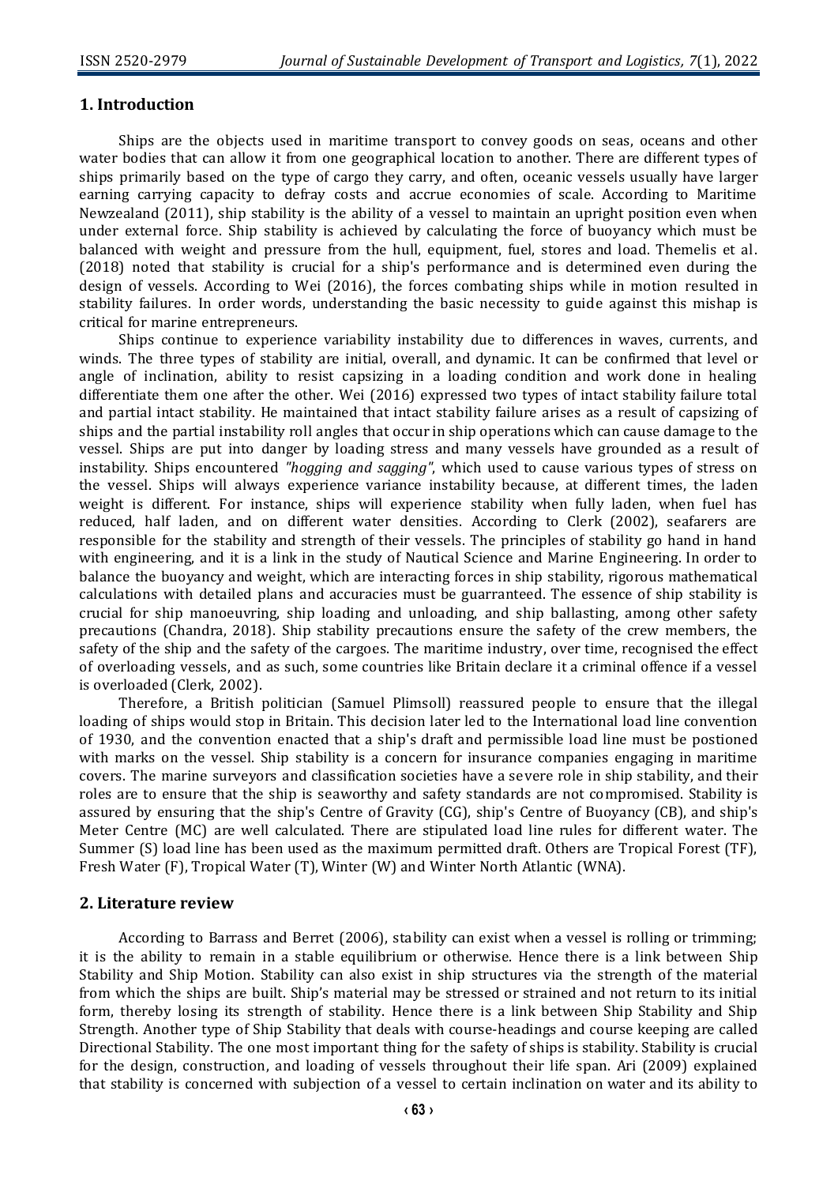## 1. Introduction

Ships are the objects used in maritime transport to convey goods on seas, oceans and other water bodies that can allow it from one geographical location to another. There are different types of ships primarily based on the type of cargo they carry, and often, oceanic vessels usually have larger earning carrying capacity to defray costs and accrue economies of scale. According to Maritime Newzealand (2011), ship stability is the ability of a vessel to maintain an upright position even when under external force. Ship stability is achieved by calculating the force of buoyancy which must be balanced with weight and pressure from the hull, equipment, fuel, stores and load. Themelis et al. (2018) noted that stability is crucial for a ship's performance and is determined even during the design of vessels. According to Wei (2016), the forces combating ships while in motion resulted in stability failures. In order words, understanding the basic necessity to guide against this mishap is critical for marine entrepreneurs.

Ships continue to experience variability instability due to differences in waves, currents, and winds. The three types of stability are initial, overall, and dynamic. It can be confirmed that level or angle of inclination, ability to resist capsizing in a loading condition and work done in healing differentiate them one after the other. Wei (2016) expressed two types of intact stability failure total and partial intact stability. He maintained that intact stability failure arises as a result of capsizing of ships and the partial instability roll angles that occur in ship operations which can cause damage to the vessel. Ships are put into danger by loading stress and many vessels have grounded as a result of instability. Ships encountered *"hogging and sagging"*, which used to cause various types of stress on the vessel. Ships will always experience variance instability because, at different times, the laden weight is different. For instance, ships will experience stability when fully laden, when fuel has reduced, half laden, and on different water densities. According to Clerk (2002), seafarers are responsible for the stability and strength of their vessels. The principles of stability go hand in hand with engineering, and it is a link in the study of Nautical Science and Marine Engineering. In order to balance the buoyancy and weight, which are interacting forces in ship stability, rigorous mathematical calculations with detailed plans and accuracies must be guarranteed. The essence of ship stability is crucial for ship manoeuvring, ship loading and unloading, and ship ballasting, among other safety precautions (Chandra, 2018). Ship stability precautions ensure the safety of the crew members, the safety of the ship and the safety of the cargoes. The maritime industry, over time, recognised the effect of overloading vessels, and as such, some countries like Britain declare it a criminal offence if a vessel is overloaded (Clerk, 2002).

Therefore, a British politician (Samuel Plimsoll) reassured people to ensure that the illegal loading of ships would stop in Britain. This decision later led to the International load line convention of 1930, and the convention enacted that a ship's draft and permissible load line must be postioned with marks on the vessel. Ship stability is a concern for insurance companies engaging in maritime covers. The marine surveyors and classification societies have a severe role in ship stability, and their roles are to ensure that the ship is seaworthy and safety standards are not compromised. Stability is assured by ensuring that the ship's Centre of Gravity (CG), ship's Centre of Buoyancy (CB), and ship's Meter Centre (MC) are well calculated. There are stipulated load line rules for different water. The Summer (S) load line has been used as the maximum permitted draft. Others are Tropical Forest (TF), Fresh Water (F), Tropical Water (T), Winter (W) and Winter North Atlantic (WNA).

## 2. Literature review

According to Barrass and Berret (2006), stability can exist when a vessel is rolling or trimming; it is the ability to remain in a stable equilibrium or otherwise. Hence there is a link between Ship Stability and Ship Motion. Stability can also exist in ship structures via the strength of the material from which the ships are built. Ship's material may be stressed or strained and not return to its initial form, thereby losing its strength of stability. Hence there is a link between Ship Stability and Ship Strength. Another type of Ship Stability that deals with course-headings and course keeping are called Directional Stability. The one most important thing for the safety of ships is stability. Stability is crucial for the design, construction, and loading of vessels throughout their life span. Ari (2009) explained that stability is concerned with subjection of a vessel to certain inclination on water and its ability to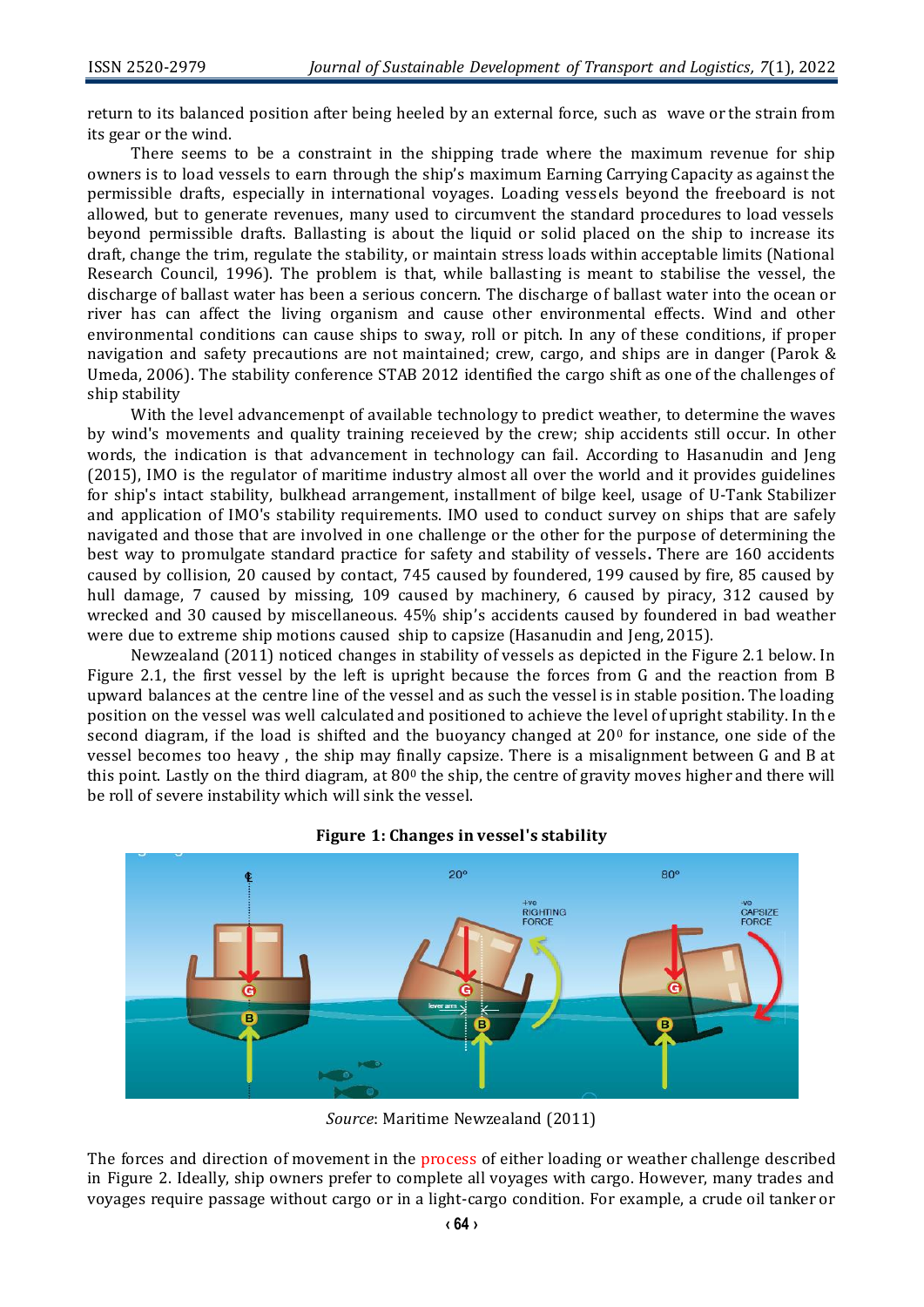return to its balanced position after being heeled by an external force, such as wave or the strain from its gear or the wind.

There seems to be a constraint in the shipping trade where the maximum revenue for ship owners is to load vessels to earn through the ship's maximum Earning Carrying Capacity as against the permissible drafts, especially in international voyages. Loading vessels beyond the freeboard is not allowed, but to generate revenues, many used to circumvent the standard procedures to load vessels beyond permissible drafts. Ballasting is about the liquid or solid placed on the ship to increase its draft, change the trim, regulate the stability, or maintain stress loads within acceptable limits (National Research Council, 1996). The problem is that, while ballasting is meant to stabilise the vessel, the discharge of ballast water has been a serious concern. The discharge of ballast water into the ocean or river has can affect the living organism and cause other environmental effects. Wind and other environmental conditions can cause ships to sway, roll or pitch. In any of these conditions, if proper navigation and safety precautions are not maintained; crew, cargo, and ships are in danger (Parok & Umeda, 2006). The stability conference STAB 2012 identified the cargo shift as one of the challenges of ship stability

With the level advancemenpt of available technology to predict weather, to determine the waves by wind's movements and quality training receieved by the crew; ship accidents still occur. In other words, the indication is that advancement in technology can fail. According to Hasanudin and Jeng (2015), IMO is the regulator of maritime industry almost all over the world and it provides guidelines for ship's intact stability, bulkhead arrangement, installment of bilge keel, usage of U-Tank Stabilizer and application of IMO's stability requirements. IMO used to conduct survey on ships that are safely navigated and those that are involved in one challenge or the other for the purpose of determining the best way to promulgate standard practice for safety and stability of vessels**.** There are 160 accidents caused by collision, 20 caused by contact, 745 caused by foundered, 199 caused by fire, 85 caused by hull damage, 7 caused by missing, 109 caused by machinery, 6 caused by piracy, 312 caused by wrecked and 30 caused by miscellaneous. 45% ship's accidents caused by foundered in bad weather were due to extreme ship motions caused ship to capsize (Hasanudin and Jeng, 2015).

Newzealand (2011) noticed changes in stability of vessels as depicted in the Figure 2.1 below. In Figure 2.1, the first vessel by the left is upright because the forces from G and the reaction from B upward balances at the centre line of the vessel and as such the vessel is in stable position. The loading position on the vessel was well calculated and positioned to achieve the level of upright stability. In the second diagram, if the load is shifted and the buoyancy changed at 20$^0$ for instance, one side of the vessel becomes too heavy , the ship may finally capsize. There is a misalignment between G and B at this point. Lastly on the third diagram, at 80$^0$ the ship, the centre of gravity moves higher and there will be roll of severe instability which will sink the vessel.

**Figure 1: Changes in vessel's stability**

*Source*: Maritime Newzealand (2011)

The forces and direction of movement in the process of either loading or weather challenge described in Figure 2. Ideally, ship owners prefer to complete all voyages with cargo. However, many trades and voyages require passage without cargo or in a light-cargo condition. For example, a crude oil tanker or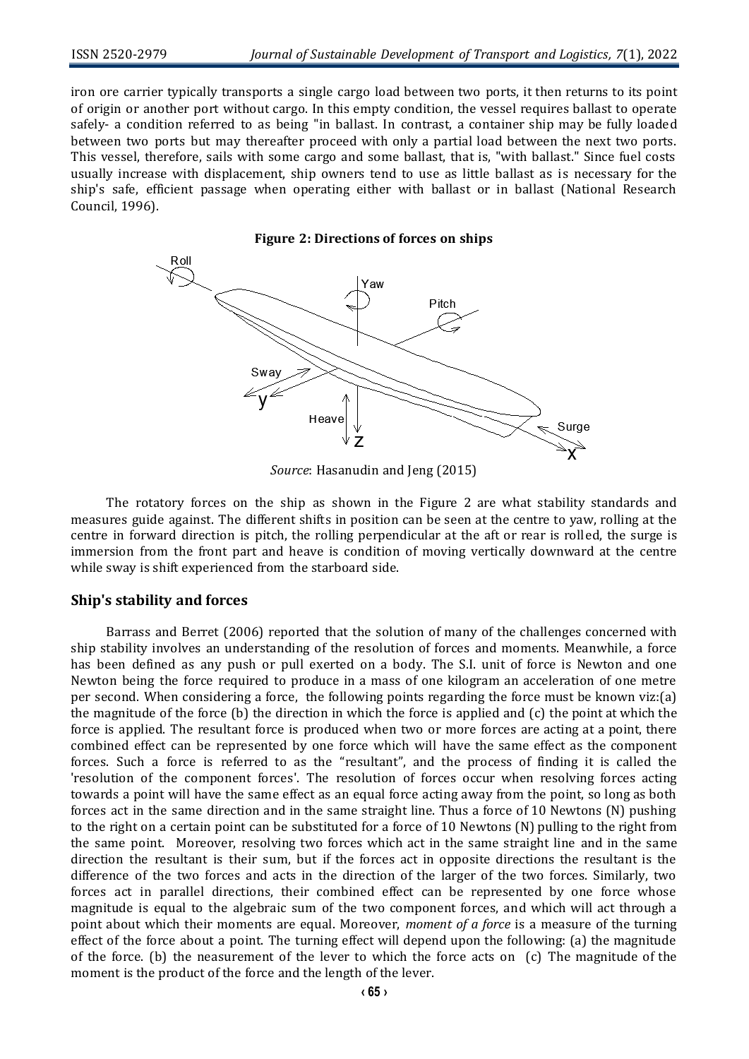iron ore carrier typically transports a single cargo load between two ports, it then returns to its point of origin or another port without cargo. In this empty condition, the vessel requires ballast to operate safely- a condition referred to as being "in ballast. In contrast, a container ship may be fully loaded between two ports but may thereafter proceed with only a partial load between the next two ports. This vessel, therefore, sails with some cargo and some ballast, that is, "with ballast." Since fuel costs usually increase with displacement, ship owners tend to use as little ballast as is necessary for the ship's safe, efficient passage when operating either with ballast or in ballast (National Research Council, 1996).

**Figure 2: Directions of forces on ships**

*Source*: Hasanudin and Jeng (2015)

The rotatory forces on the ship as shown in the Figure 2 are what stability standards and measures guide against. The different shifts in position can be seen at the centre to yaw, rolling at the centre in forward direction is pitch, the rolling perpendicular at the aft or rear is rolled, the surge is immersion from the front part and heave is condition of moving vertically downward at the centre while sway is shift experienced from the starboard side.

## Ship's stability and forces

Barrass and Berret (2006) reported that the solution of many of the challenges concerned with ship stability involves an understanding of the resolution of forces and moments. Meanwhile, a force has been defined as any push or pull exerted on a body. The S.I. unit of force is Newton and one Newton being the force required to produce in a mass of one kilogram an acceleration of one metre per second. When considering a force, the following points regarding the force must be known viz:(a) the magnitude of the force (b) the direction in which the force is applied and (c) the point at which the force is applied. The resultant force is produced when two or more forces are acting at a point, there combined effect can be represented by one force which will have the same effect as the component forces. Such a force is referred to as the "resultant", and the process of finding it is called the 'resolution of the component forces'. The resolution of forces occur when resolving forces acting towards a point will have the same effect as an equal force acting away from the point, so long as both forces act in the same direction and in the same straight line. Thus a force of 10 Newtons (N) pushing to the right on a certain point can be substituted for a force of 10 Newtons (N) pulling to the right from the same point. Moreover, resolving two forces which act in the same straight line and in the same direction the resultant is their sum, but if the forces act in opposite directions the resultant is the difference of the two forces and acts in the direction of the larger of the two forces. Similarly, two forces act in parallel directions, their combined effect can be represented by one force whose magnitude is equal to the algebraic sum of the two component forces, and which will act through a point about which their moments are equal. Moreover, *moment of a force* is a measure of the turning effect of the force about a point. The turning effect will depend upon the following: (a) the magnitude of the force. (b) the neasurement of the lever to which the force acts on (c) The magnitude of the moment is the product of the force and the length of the lever.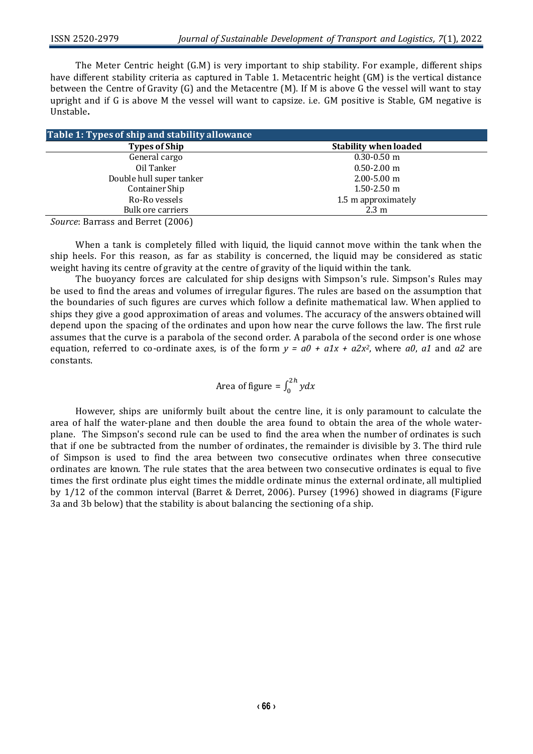The Meter Centric height (G.M) is very important to ship stability. For example, different ships have different stability criteria as captured in Table 1. Metacentric height (GM) is the vertical distance between the Centre of Gravity (G) and the Metacentre (M). If M is above G the vessel will want to stay upright and if G is above M the vessel will want to capsize. i.e. GM positive is Stable, GM negative is Unstable**.**

**Table 1: Types of ship and stability allowance**

| Types of Ship | Stability when loaded |
|---|---|
| General cargo | 0.30-0.50 m |
| Oil Tanker | 0.50-2.00 m |
| Double hull super tanker | 2.00-5.00 m |
| Container Ship | 1.50-2.50 m |
| Ro-Ro vessels | 1.5 m approximately |
| Bulk ore carriers | 2.3 m |

*Source*: Barrass and Berret (2006)

When a tank is completely filled with liquid, the liquid cannot move within the tank when the ship heels. For this reason, as far as stability is concerned, the liquid may be considered as static weight having its centre of gravity at the centre of gravity of the liquid within the tank.

The buoyancy forces are calculated for ship designs with Simpson's rule. Simpson's Rules may be used to find the areas and volumes of irregular figures. The rules are based on the assumption that the boundaries of such figures are curves which follow a definite mathematical law. When applied to ships they give a good approximation of areas and volumes. The accuracy of the answers obtained will depend upon the spacing of the ordinates and upon how near the curve follows the law. The first rule assumes that the curve is a parabola of the second order. A parabola of the second order is one whose equation, referred to co-ordinate axes, is of the form $y = a0 + a1x + a2x^2$, where $a0$, $a1$ and $a2$ are constants.

$$\text{Area of figure} = \int_0^{2h} y dx$$

However, ships are uniformly built about the centre line, it is only paramount to calculate the area of half the water-plane and then double the area found to obtain the area of the whole water-plane. The Simpson's second rule can be used to find the area when the number of ordinates is such that if one be subtracted from the number of ordinates, the remainder is divisible by 3. The third rule of Simpson is used to find the area between two consecutive ordinates when three consecutive ordinates are known. The rule states that the area between two consecutive ordinates is equal to five times the first ordinate plus eight times the middle ordinate minus the external ordinate, all multiplied by 1/12 of the common interval (Barret & Derret, 2006). Pursey (1996) showed in diagrams (Figure 3a and 3b below) that the stability is about balancing the sectioning of a ship.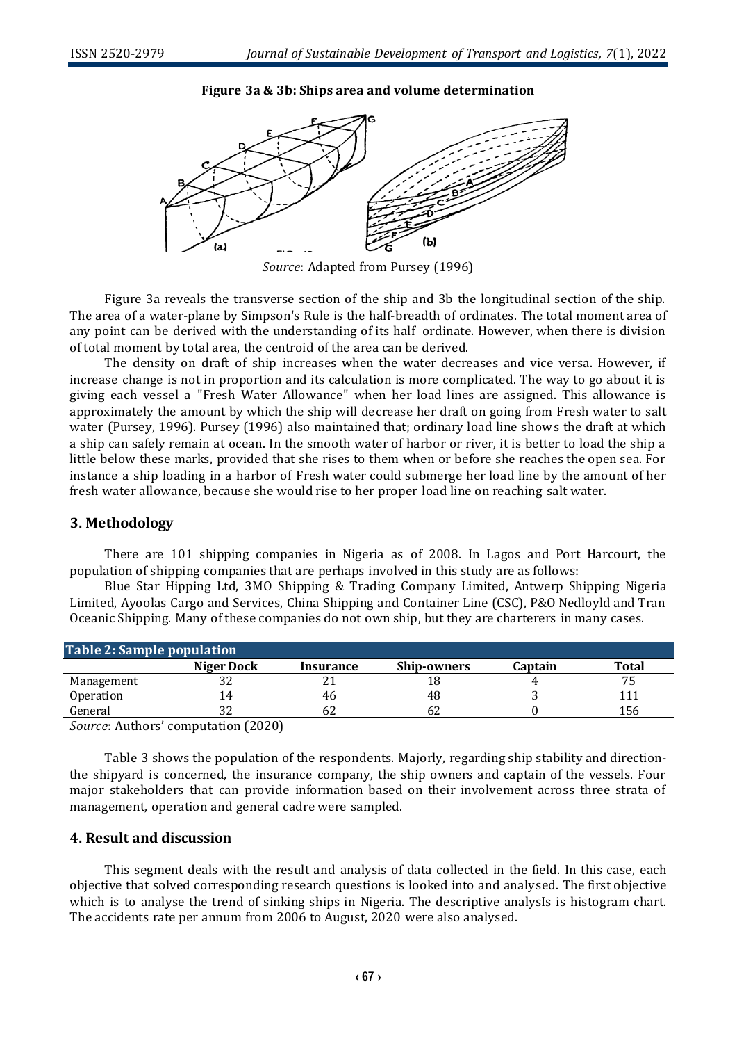**Figure 3a & 3b: Ships area and volume determination**

*Source*: Adapted from Pursey (1996)

Figure 3a reveals the transverse section of the ship and 3b the longitudinal section of the ship. The area of a water-plane by Simpson's Rule is the half-breadth of ordinates. The total moment area of any point can be derived with the understanding of its half ordinate. However, when there is division of total moment by total area, the centroid of the area can be derived.

The density on draft of ship increases when the water decreases and vice versa. However, if increase change is not in proportion and its calculation is more complicated. The way to go about it is giving each vessel a "Fresh Water Allowance" when her load lines are assigned. This allowance is approximately the amount by which the ship will decrease her draft on going from Fresh water to salt water (Pursey, 1996). Pursey (1996) also maintained that; ordinary load line shows the draft at which a ship can safely remain at ocean. In the smooth water of harbor or river, it is better to load the ship a little below these marks, provided that she rises to them when or before she reaches the open sea. For instance a ship loading in a harbor of Fresh water could submerge her load line by the amount of her fresh water allowance, because she would rise to her proper load line on reaching salt water.

## 3. Methodology

There are 101 shipping companies in Nigeria as of 2008. In Lagos and Port Harcourt, the population of shipping companies that are perhaps involved in this study are as follows:

Blue Star Hipping Ltd, 3MO Shipping & Trading Company Limited, Antwerp Shipping Nigeria Limited, Ayoolas Cargo and Services, China Shipping and Container Line (CSC), P&O Nedloyld and Tran Oceanic Shipping. Many of these companies do not own ship, but they are charterers in many cases.

**Table 2: Sample population**

| | Niger Dock | Insurance | Ship-owners | Captain | Total |
|---|---|---|---|---|---|
| Management | 32 | 21 | 18 | 4 | 75 |
| Operation | 14 | 46 | 48 | 3 | 111 |
| General | 32 | 62 | 62 | 0 | 156 |

*Source*: Authors' computation (2020)

Table 3 shows the population of the respondents. Majorly, regarding ship stability and direction-the shipyard is concerned, the insurance company, the ship owners and captain of the vessels. Four major stakeholders that can provide information based on their involvement across three strata of management, operation and general cadre were sampled.

## 4. Result and discussion

This segment deals with the result and analysis of data collected in the field. In this case, each objective that solved corresponding research questions is looked into and analysed. The first objective which is to analyse the trend of sinking ships in Nigeria. The descriptive analysIs is histogram chart. The accidents rate per annum from 2006 to August, 2020 were also analysed.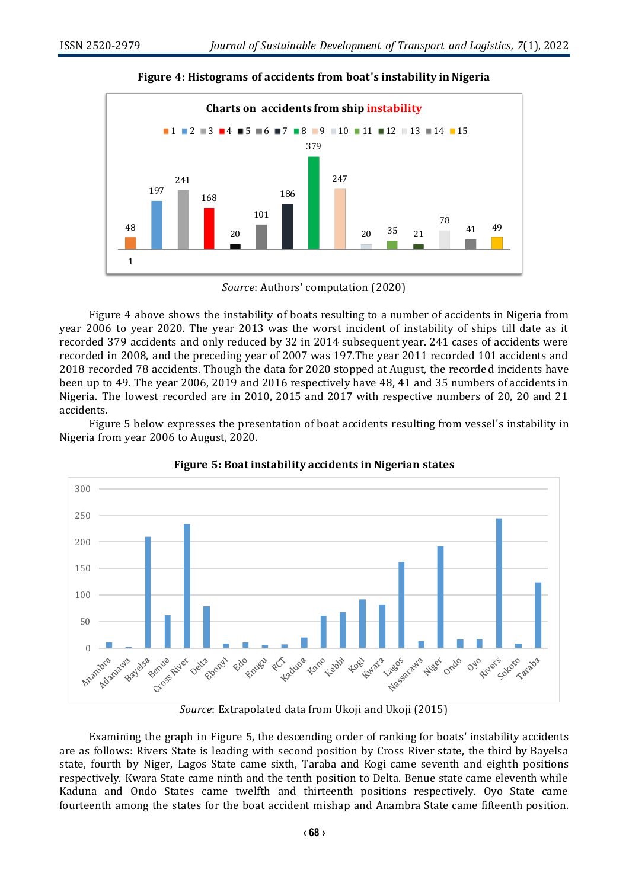**Figure 4: Histograms of accidents from boat's instability in Nigeria**

*Source*: Authors' computation (2020)

Figure 4 above shows the instability of boats resulting to a number of accidents in Nigeria from year 2006 to year 2020. The year 2013 was the worst incident of instability of ships till date as it recorded 379 accidents and only reduced by 32 in 2014 subsequent year. 241 cases of accidents were recorded in 2008, and the preceding year of 2007 was 197.The year 2011 recorded 101 accidents and 2018 recorded 78 accidents. Though the data for 2020 stopped at August, the recorded incidents have been up to 49. The year 2006, 2019 and 2016 respectively have 48, 41 and 35 numbers of accidents in Nigeria. The lowest recorded are in 2010, 2015 and 2017 with respective numbers of 20, 20 and 21 accidents.

Figure 5 below expresses the presentation of boat accidents resulting from vessel's instability in Nigeria from year 2006 to August, 2020.

**Figure 5: Boat instability accidents in Nigerian states**

*Source*: Extrapolated data from Ukoji and Ukoji (2015)

Examining the graph in Figure 5, the descending order of ranking for boats' instability accidents are as follows: Rivers State is leading with second position by Cross River state, the third by Bayelsa state, fourth by Niger, Lagos State came sixth, Taraba and Kogi came seventh and eighth positions respectively. Kwara State came ninth and the tenth position to Delta. Benue state came eleventh while Kaduna and Ondo States came twelfth and thirteenth positions respectively. Oyo State came fourteenth among the states for the boat accident mishap and Anambra State came fifteenth position.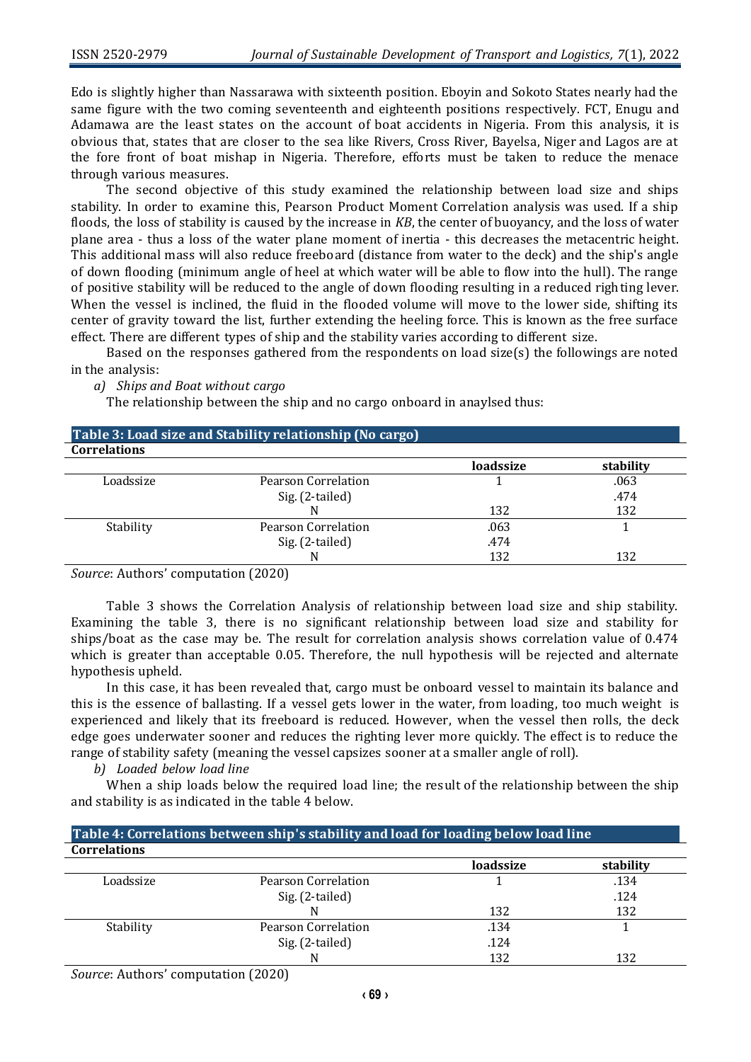Edo is slightly higher than Nassarawa with sixteenth position. Eboyin and Sokoto States nearly had the same figure with the two coming seventeenth and eighteenth positions respectively. FCT, Enugu and Adamawa are the least states on the account of boat accidents in Nigeria. From this analysis, it is obvious that, states that are closer to the sea like Rivers, Cross River, Bayelsa, Niger and Lagos are at the fore front of boat mishap in Nigeria. Therefore, efforts must be taken to reduce the menace through various measures.

The second objective of this study examined the relationship between load size and ships stability. In order to examine this, Pearson Product Moment Correlation analysis was used. If a ship floods, the loss of stability is caused by the increase in *KB*, the center of buoyancy, and the loss of water plane area - thus a loss of the water plane moment of inertia - this decreases the metacentric height. This additional mass will also reduce freeboard (distance from water to the deck) and the ship's angle of down flooding (minimum angle of heel at which water will be able to flow into the hull). The range of positive stability will be reduced to the angle of down flooding resulting in a reduced righting lever. When the vessel is inclined, the fluid in the flooded volume will move to the lower side, shifting its center of gravity toward the list, further extending the heeling force. This is known as the free surface effect. There are different types of ship and the stability varies according to different size.

Based on the responses gathered from the respondents on load size(s) the followings are noted in the analysis:

*a) Ships and Boat without cargo*

The relationship between the ship and no cargo onboard in anaylsed thus:

**Table 3: Load size and Stability relationship (No cargo)**

**Correlations**

| | | loadssize | stability |
|---|---|---|---|
| Loadssize | Pearson Correlation | 1 | .063 |
| | Sig. (2-tailed) | | .474 |
| | N | 132 | 132 |
| Stability | Pearson Correlation | .063 | 1 |
| | Sig. (2-tailed) | .474 | |
| | N | 132 | 132 |

*Source*: Authors' computation (2020)

Table 3 shows the Correlation Analysis of relationship between load size and ship stability. Examining the table 3, there is no significant relationship between load size and stability for ships/boat as the case may be. The result for correlation analysis shows correlation value of 0.474 which is greater than acceptable 0.05. Therefore, the null hypothesis will be rejected and alternate hypothesis upheld.

In this case, it has been revealed that, cargo must be onboard vessel to maintain its balance and this is the essence of ballasting. If a vessel gets lower in the water, from loading, too much weight is experienced and likely that its freeboard is reduced. However, when the vessel then rolls, the deck edge goes underwater sooner and reduces the righting lever more quickly. The effect is to reduce the range of stability safety (meaning the vessel capsizes sooner at a smaller angle of roll).

*b) Loaded below load line*

When a ship loads below the required load line; the result of the relationship between the ship and stability is as indicated in the table 4 below.

**Table 4: Correlations between ship's stability and load for loading below load line**

**Correlations**

| | | loadssize | stability |
|---|---|---|---|
| Loadssize | Pearson Correlation | 1 | .134 |
| | Sig. (2-tailed) | | .124 |
| | N | 132 | 132 |
| Stability | Pearson Correlation | .134 | 1 |
| | Sig. (2-tailed) | .124 | |
| | N | 132 | 132 |

*Source*: Authors' computation (2020)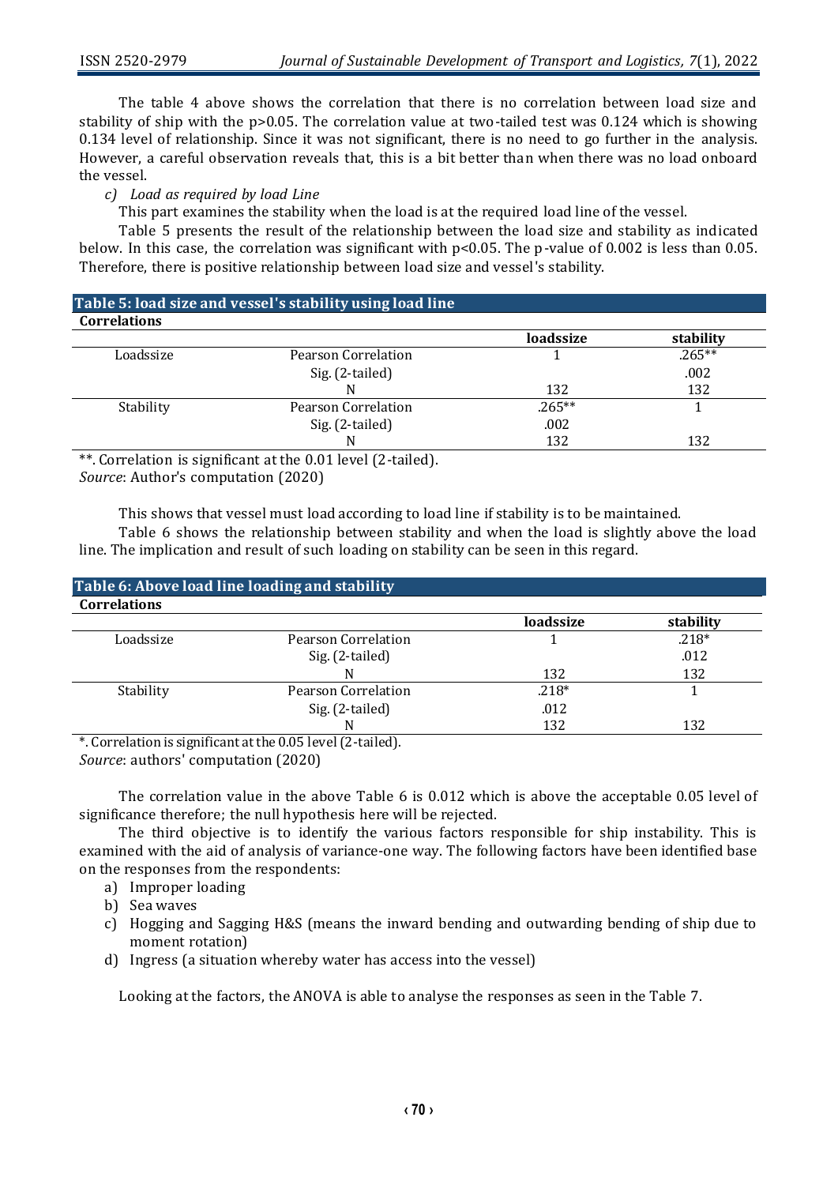The table 4 above shows the correlation that there is no correlation between load size and stability of ship with the p>0.05. The correlation value at two-tailed test was 0.124 which is showing 0.134 level of relationship. Since it was not significant, there is no need to go further in the analysis. However, a careful observation reveals that, this is a bit better than when there was no load onboard the vessel.

*c) Load as required by load Line*

This part examines the stability when the load is at the required load line of the vessel.

Table 5 presents the result of the relationship between the load size and stability as indicated below. In this case, the correlation was significant with p<0.05. The p-value of 0.002 is less than 0.05. Therefore, there is positive relationship between load size and vessel's stability.

**Table 5: load size and vessel's stability using load line**

**Correlations**

| | | loadssize | stability |
|---|---|---|---|
| Loadssize | Pearson Correlation | 1 | .265** |
| | Sig. (2-tailed) | | .002 |
| | N | 132 | 132 |
| Stability | Pearson Correlation | .265** | 1 |
| | Sig. (2-tailed) | .002 | |
| | N | 132 | 132 |

**. Correlation is significant at the 0.01 level (2-tailed).
*Source*: Author's computation (2020)

This shows that vessel must load according to load line if stability is to be maintained.

Table 6 shows the relationship between stability and when the load is slightly above the load line. The implication and result of such loading on stability can be seen in this regard.

**Table 6: Above load line loading and stability**

**Correlations**

| | | loadssize | stability |
|---|---|---|---|
| Loadssize | Pearson Correlation | 1 | .218* |
| | Sig. (2-tailed) | | .012 |
| | N | 132 | 132 |
| Stability | Pearson Correlation | .218* | 1 |
| | Sig. (2-tailed) | .012 | |
| | N | 132 | 132 |

*. Correlation is significant at the 0.05 level (2-tailed).
*Source*: authors' computation (2020)

The correlation value in the above Table 6 is 0.012 which is above the acceptable 0.05 level of significance therefore; the null hypothesis here will be rejected.

The third objective is to identify the various factors responsible for ship instability. This is examined with the aid of analysis of variance-one way. The following factors have been identified base on the responses from the respondents:

a) Improper loading
b) Sea waves
c) Hogging and Sagging H&S (means the inward bending and outwarding bending of ship due to moment rotation)
d) Ingress (a situation whereby water has access into the vessel)

Looking at the factors, the ANOVA is able to analyse the responses as seen in the Table 7.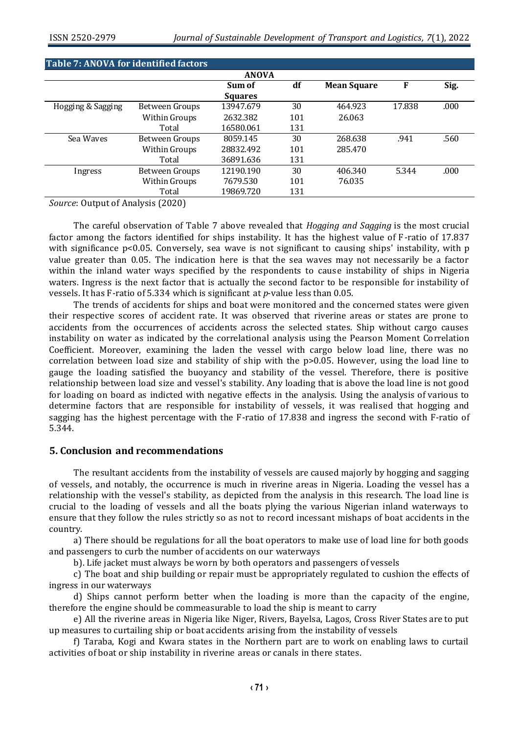**Table 7: ANOVA for identified factors**

| ANOVA | | | | | | |
|---|---|---|---|---|---|---|
| | | Sum of Squares | df | Mean Square | F | Sig. |
| Hogging & Sagging | Between Groups | 13947.679 | 30 | 464.923 | 17.838 | .000 |
| | Within Groups | 2632.382 | 101 | 26.063 | | |
| | Total | 16580.061 | 131 | | | |
| Sea Waves | Between Groups | 8059.145 | 30 | 268.638 | .941 | .560 |
| | Within Groups | 28832.492 | 101 | 285.470 | | |
| | Total | 36891.636 | 131 | | | |
| Ingress | Between Groups | 12190.190 | 30 | 406.340 | 5.344 | .000 |
| | Within Groups | 7679.530 | 101 | 76.035 | | |
| | Total | 19869.720 | 131 | | | |

*Source*: Output of Analysis (2020)

The careful observation of Table 7 above revealed that *Hogging and Sagging* is the most crucial factor among the factors identified for ships instability. It has the highest value of F-ratio of 17.837 with significance $p<0.05$. Conversely, sea wave is not significant to causing ships' instability, with p value greater than 0.05. The indication here is that the sea waves may not necessarily be a factor within the inland water ways specified by the respondents to cause instability of ships in Nigeria waters. Ingress is the next factor that is actually the second factor to be responsible for instability of vessels. It has F-ratio of 5.334 which is significant at *p*-value less than 0.05.

The trends of accidents for ships and boat were monitored and the concerned states were given their respective scores of accident rate. It was observed that riverine areas or states are prone to accidents from the occurrences of accidents across the selected states. Ship without cargo causes instability on water as indicated by the correlational analysis using the Pearson Moment Correlation Coefficient. Moreover, examining the laden the vessel with cargo below load line, there was no correlation between load size and stability of ship with the $p>0.05$. However, using the load line to gauge the loading satisfied the buoyancy and stability of the vessel. Therefore, there is positive relationship between load size and vessel's stability. Any loading that is above the load line is not good for loading on board as indicted with negative effects in the analysis. Using the analysis of various to determine factors that are responsible for instability of vessels, it was realised that hogging and sagging has the highest percentage with the F-ratio of 17.838 and ingress the second with F-ratio of 5.344.

## 5. Conclusion and recommendations

The resultant accidents from the instability of vessels are caused majorly by hogging and sagging of vessels, and notably, the occurrence is much in riverine areas in Nigeria. Loading the vessel has a relationship with the vessel's stability, as depicted from the analysis in this research. The load line is crucial to the loading of vessels and all the boats plying the various Nigerian inland waterways to ensure that they follow the rules strictly so as not to record incessant mishaps of boat accidents in the country.

a) There should be regulations for all the boat operators to make use of load line for both goods and passengers to curb the number of accidents on our waterways

b). Life jacket must always be worn by both operators and passengers of vessels

c) The boat and ship building or repair must be appropriately regulated to cushion the effects of ingress in our waterways

d) Ships cannot perform better when the loading is more than the capacity of the engine, therefore the engine should be commeasurable to load the ship is meant to carry

e) All the riverine areas in Nigeria like Niger, Rivers, Bayelsa, Lagos, Cross River States are to put up measures to curtailing ship or boat accidents arising from the instability of vessels

f) Taraba, Kogi and Kwara states in the Northern part are to work on enabling laws to curtail activities of boat or ship instability in riverine areas or canals in there states.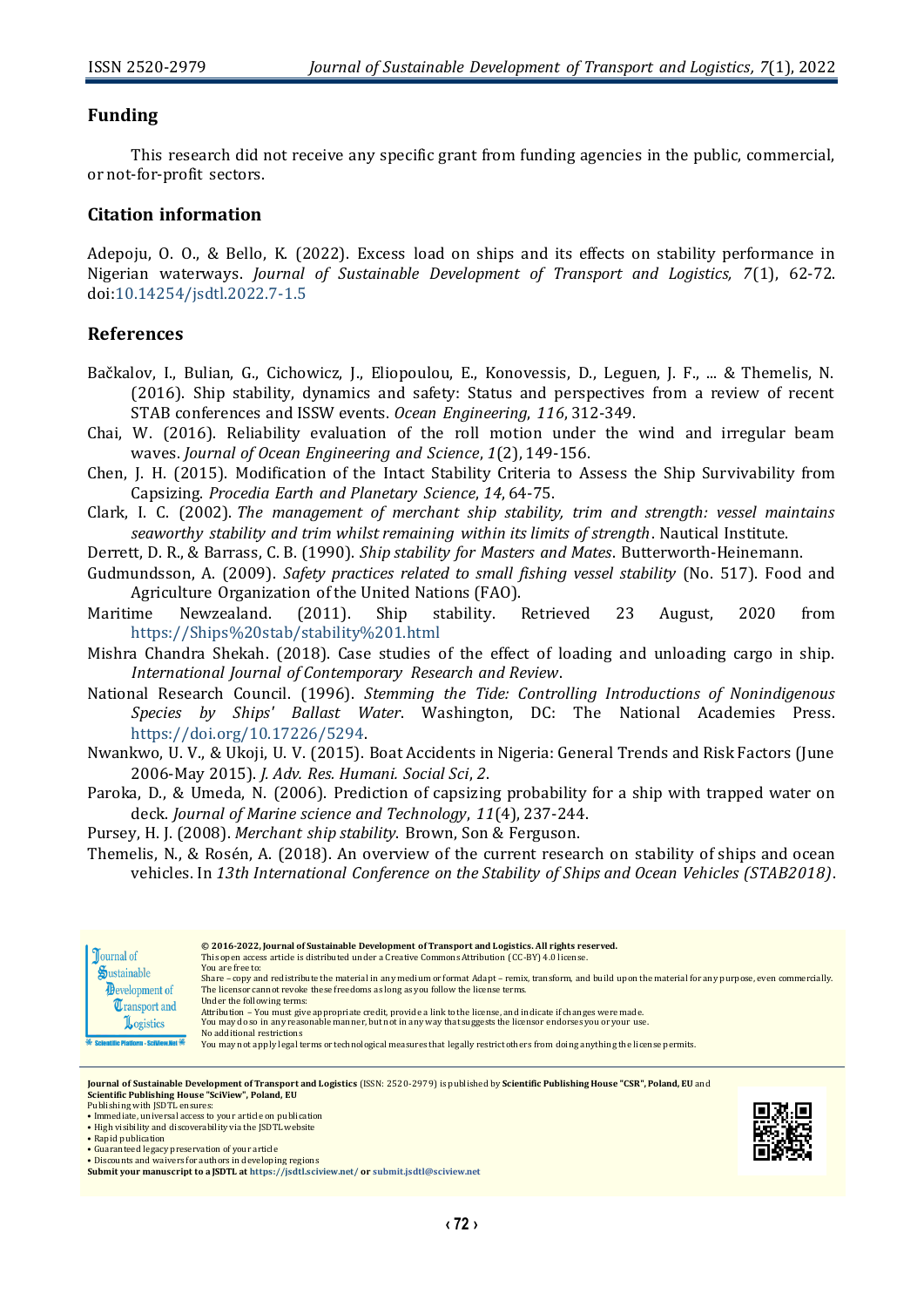## Funding

This research did not receive any specific grant from funding agencies in the public, commercial, or not-for-profit sectors.

## Citation information

Adepoju, O. O., & Bello, K. (2022). Excess load on ships and its effects on stability performance in Nigerian waterways. *Journal of Sustainable Development of Transport and Logistics, 7*(1), 62-72. doi:10.14254/jsdtl.2022.7-1.5

## References

Bačkalov, I., Bulian, G., Cichowicz, J., Eliopoulou, E., Konovessis, D., Leguen, J. F., ... & Themelis, N. (2016). Ship stability, dynamics and safety: Status and perspectives from a review of recent STAB conferences and ISSW events. *Ocean Engineering*, *116*, 312-349.

Chai, W. (2016). Reliability evaluation of the roll motion under the wind and irregular beam waves. *Journal of Ocean Engineering and Science*, *1*(2), 149-156.

Chen, J. H. (2015). Modification of the Intact Stability Criteria to Assess the Ship Survivability from Capsizing. *Procedia Earth and Planetary Science*, *14*, 64-75.

Clark, I. C. (2002). *The management of merchant ship stability, trim and strength: vessel maintains seaworthy stability and trim whilst remaining within its limits of strength*. Nautical Institute.

Derrett, D. R., & Barrass, C. B. (1990). *Ship stability for Masters and Mates*. Butterworth-Heinemann.

Gudmundsson, A. (2009). *Safety practices related to small fishing vessel stability* (No. 517). Food and Agriculture Organization of the United Nations (FAO).

Maritime Newzealand. (2011). Ship stability. Retrieved 23 August, 2020 from https://Ships%20stab/stability%201.html

Mishra Chandra Shekah. (2018). Case studies of the effect of loading and unloading cargo in ship. *International Journal of Contemporary Research and Review*.

National Research Council. (1996). *Stemming the Tide: Controlling Introductions of Nonindigenous Species by Ships' Ballast Water*. Washington, DC: The National Academies Press. https://doi.org/10.17226/5294.

Nwankwo, U. V., & Ukoji, U. V. (2015). Boat Accidents in Nigeria: General Trends and Risk Factors (June 2006-May 2015). *J. Adv. Res. Humani. Social Sci*, *2*.

Paroka, D., & Umeda, N. (2006). Prediction of capsizing probability for a ship with trapped water on deck. *Journal of Marine science and Technology*, *11*(4), 237-244.

Pursey, H. J. (2008). *Merchant ship stability*. Brown, Son & Ferguson.

Themelis, N., & Rosén, A. (2018). An overview of the current research on stability of ships and ocean vehicles. In *13th International Conference on the Stability of Ships and Ocean Vehicles (STAB2018)*.

**© 2016-2022, Journal of Sustainable Development of Transport and Logistics. All rights reserved.**
This open access article is distributed under a Creative Commons Attribution (CC-BY) 4.0 license.
You are free to:
Share – copy and redistribute the material in any medium or format Adapt – remix, transform, and build upon the material for any purpose, even commercially.
The licensor cannot revoke these freedoms as long as you follow the license terms.
Under the following terms:
Attribution – You must give appropriate credit, provide a link to the license, and indicate if changes were made.
You may do so in any reasonable manner, but not in any way that suggests the licensor endorses you or your use.
No additional restrictions
You may not apply legal terms or technological measures that legally restrict others from doing anything the license permits.

**Journal of Sustainable Development of Transport and Logistics** (ISSN: 2520-2979) is published by **Scientific Publishing House "CSR", Poland, EU** and **Scientific Publishing House "SciView", Poland, EU**
Publishing with JSDTL ensures:
- Immediate, universal access to your article on publication
- High visibility and discoverability via the JSDTL website
- Rapid publication
- Guaranteed legacy preservation of your article
- Discounts and waivers for authors in developing regions

**Submit your manuscript to a JSDTL at https://jsdtl.sciview.net/ or submit.jsdtl@sciview.net**